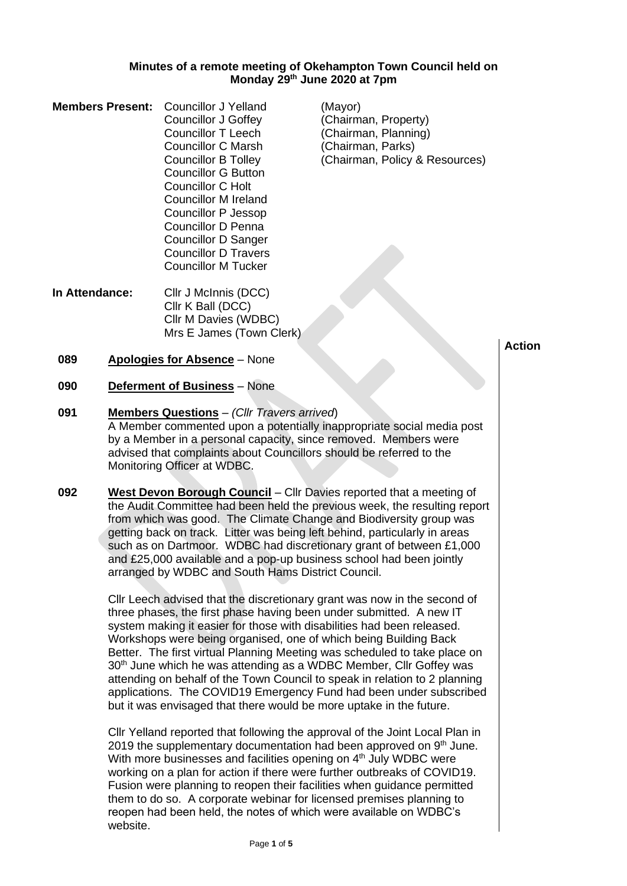**Minutes of a remote meeting of Okehampton Town Council held on Monday 29th June 2020 at 7pm**

**Members Present:**

| | |
|---|---|
| Councillor J Yelland | (Mayor) |
| Councillor J Goffey | (Chairman, Property) |
| Councillor T Leech | (Chairman, Planning) |
| Councillor C Marsh | (Chairman, Parks) |
| Councillor B Tolley | (Chairman, Policy & Resources) |
| Councillor G Button | |
| Councillor C Holt | |
| Councillor M Ireland | |
| Councillor P Jessop | |
| Councillor D Penna | |
| Councillor D Sanger | |
| Councillor D Travers | |
| Councillor M Tucker | |

**In Attendance:**
Cllr J McInnis (DCC)
Cllr K Ball (DCC)
Cllr M Davies (WDBC)
Mrs E James (Town Clerk)

**Action**

**089 Apologies for Absence** – None

**090 Deferment of Business** – None

**091 Members Questions** – *(Cllr Travers arrived*)
A Member commented upon a potentially inappropriate social media post by a Member in a personal capacity, since removed. Members were advised that complaints about Councillors should be referred to the Monitoring Officer at WDBC.

**092 West Devon Borough Council** – Cllr Davies reported that a meeting of the Audit Committee had been held the previous week, the resulting report from which was good. The Climate Change and Biodiversity group was getting back on track. Litter was being left behind, particularly in areas such as on Dartmoor. WDBC had discretionary grant of between £1,000 and £25,000 available and a pop-up business school had been jointly arranged by WDBC and South Hams District Council.

Cllr Leech advised that the discretionary grant was now in the second of three phases, the first phase having been under submitted. A new IT system making it easier for those with disabilities had been released. Workshops were being organised, one of which being Building Back Better. The first virtual Planning Meeting was scheduled to take place on 30th June which he was attending as a WDBC Member, Cllr Goffey was attending on behalf of the Town Council to speak in relation to 2 planning applications. The COVID19 Emergency Fund had been under subscribed but it was envisaged that there would be more uptake in the future.

Cllr Yelland reported that following the approval of the Joint Local Plan in 2019 the supplementary documentation had been approved on 9th June. With more businesses and facilities opening on 4th July WDBC were working on a plan for action if there were further outbreaks of COVID19. Fusion were planning to reopen their facilities when guidance permitted them to do so. A corporate webinar for licensed premises planning to reopen had been held, the notes of which were available on WDBC's website.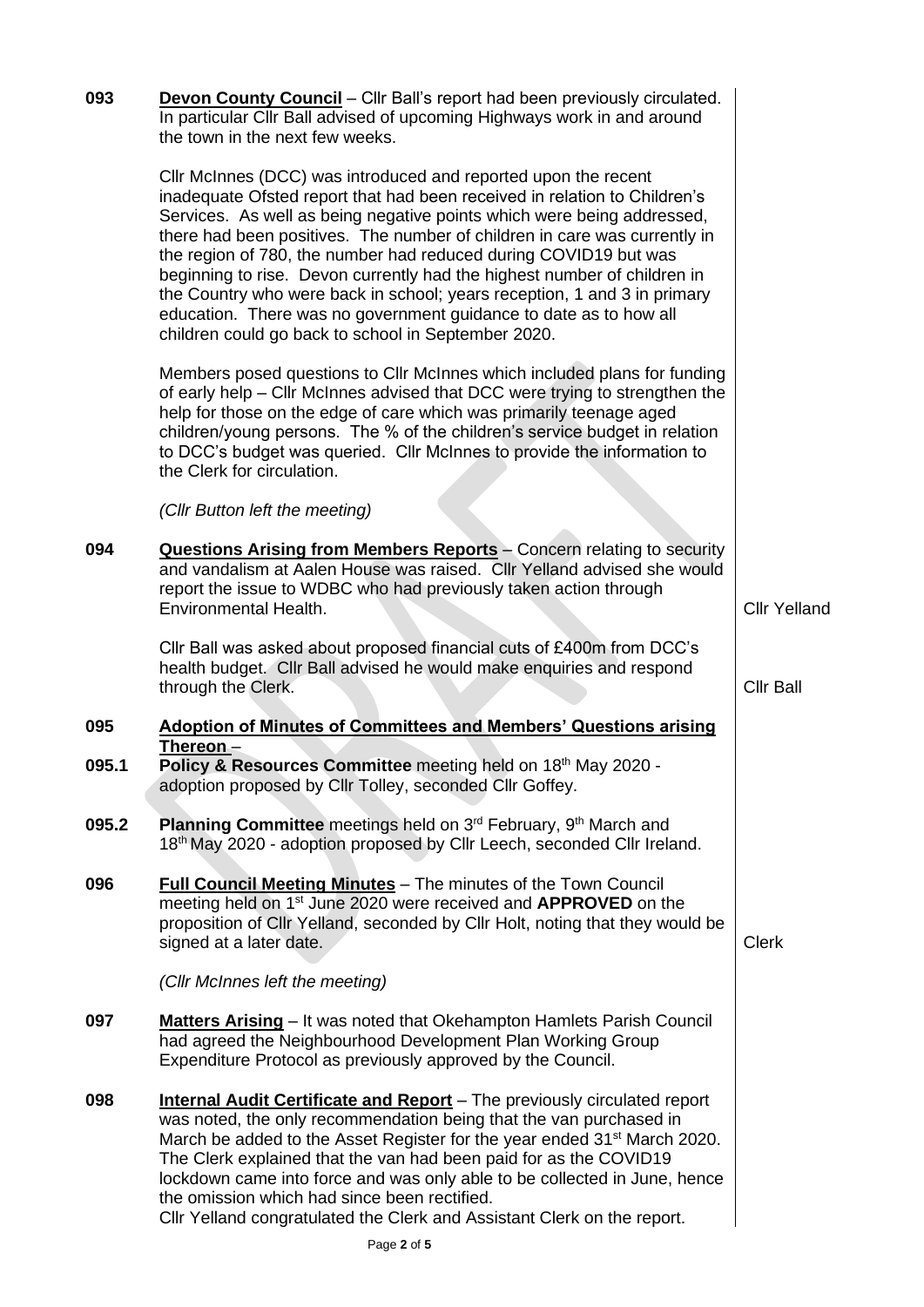**093** **Devon County Council** – Cllr Ball's report had been previously circulated. In particular Cllr Ball advised of upcoming Highways work in and around the town in the next few weeks.

Cllr McInnes (DCC) was introduced and reported upon the recent inadequate Ofsted report that had been received in relation to Children's Services. As well as being negative points which were being addressed, there had been positives. The number of children in care was currently in the region of 780, the number had reduced during COVID19 but was beginning to rise. Devon currently had the highest number of children in the Country who were back in school; years reception, 1 and 3 in primary education. There was no government guidance to date as to how all children could go back to school in September 2020.

Members posed questions to Cllr McInnes which included plans for funding of early help – Cllr McInnes advised that DCC were trying to strengthen the help for those on the edge of care which was primarily teenage aged children/young persons. The % of the children's service budget in relation to DCC's budget was queried. Cllr McInnes to provide the information to the Clerk for circulation.

*(Cllr Button left the meeting)*

**094** **Questions Arising from Members Reports** – Concern relating to security and vandalism at Aalen House was raised. Cllr Yelland advised she would report the issue to WDBC who had previously taken action through Environmental Health. — **Cllr Yelland**

Cllr Ball was asked about proposed financial cuts of £400m from DCC's health budget. Cllr Ball advised he would make enquiries and respond through the Clerk. — **Cllr Ball**

**095** **Adoption of Minutes of Committees and Members' Questions arising Thereon** –

**095.1** **Policy & Resources Committee** meeting held on 18th May 2020 - adoption proposed by Cllr Tolley, seconded Cllr Goffey.

**095.2** **Planning Committee** meetings held on 3rd February, 9th March and 18th May 2020 - adoption proposed by Cllr Leech, seconded Cllr Ireland.

**096** **Full Council Meeting Minutes** – The minutes of the Town Council meeting held on 1st June 2020 were received and **APPROVED** on the proposition of Cllr Yelland, seconded by Cllr Holt, noting that they would be signed at a later date. — **Clerk**

*(Cllr McInnes left the meeting)*

**097** **Matters Arising** – It was noted that Okehampton Hamlets Parish Council had agreed the Neighbourhood Development Plan Working Group Expenditure Protocol as previously approved by the Council.

**098** **Internal Audit Certificate and Report** – The previously circulated report was noted, the only recommendation being that the van purchased in March be added to the Asset Register for the year ended 31st March 2020. The Clerk explained that the van had been paid for as the COVID19 lockdown came into force and was only able to be collected in June, hence the omission which had since been rectified.
Cllr Yelland congratulated the Clerk and Assistant Clerk on the report.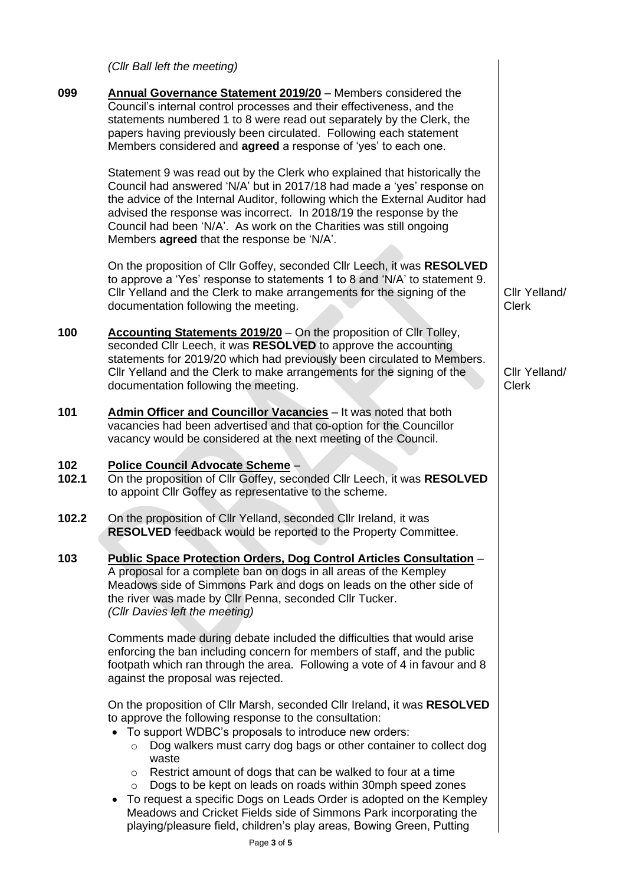*(Cllr Ball left the meeting)*

**099** **Annual Governance Statement 2019/20** – Members considered the Council's internal control processes and their effectiveness, and the statements numbered 1 to 8 were read out separately by the Clerk, the papers having previously been circulated. Following each statement Members considered and **agreed** a response of 'yes' to each one.

Statement 9 was read out by the Clerk who explained that historically the Council had answered 'N/A' but in 2017/18 had made a 'yes' response on the advice of the Internal Auditor, following which the External Auditor had advised the response was incorrect. In 2018/19 the response by the Council had been 'N/A'. As work on the Charities was still ongoing Members **agreed** that the response be 'N/A'.

On the proposition of Cllr Goffey, seconded Cllr Leech, it was **RESOLVED** to approve a 'Yes' response to statements 1 to 8 and 'N/A' to statement 9. Cllr Yelland and the Clerk to make arrangements for the signing of the documentation following the meeting. — Cllr Yelland/ Clerk

**100** **Accounting Statements 2019/20** – On the proposition of Cllr Tolley, seconded Cllr Leech, it was **RESOLVED** to approve the accounting statements for 2019/20 which had previously been circulated to Members. Cllr Yelland and the Clerk to make arrangements for the signing of the documentation following the meeting. — Cllr Yelland/ Clerk

**101** **Admin Officer and Councillor Vacancies** – It was noted that both vacancies had been advertised and that co-option for the Councillor vacancy would be considered at the next meeting of the Council.

**102** **Police Council Advocate Scheme** –

**102.1** On the proposition of Cllr Goffey, seconded Cllr Leech, it was **RESOLVED** to appoint Cllr Goffey as representative to the scheme.

**102.2** On the proposition of Cllr Yelland, seconded Cllr Ireland, it was **RESOLVED** feedback would be reported to the Property Committee.

**103** **Public Space Protection Orders, Dog Control Articles Consultation** – A proposal for a complete ban on dogs in all areas of the Kempley Meadows side of Simmons Park and dogs on leads on the other side of the river was made by Cllr Penna, seconded Cllr Tucker.
*(Cllr Davies left the meeting)*

Comments made during debate included the difficulties that would arise enforcing the ban including concern for members of staff, and the public footpath which ran through the area. Following a vote of 4 in favour and 8 against the proposal was rejected.

On the proposition of Cllr Marsh, seconded Cllr Ireland, it was **RESOLVED** to approve the following response to the consultation:

- To support WDBC's proposals to introduce new orders:
  - Dog walkers must carry dog bags or other container to collect dog waste
  - Restrict amount of dogs that can be walked to four at a time
  - Dogs to be kept on leads on roads within 30mph speed zones
- To request a specific Dogs on Leads Order is adopted on the Kempley Meadows and Cricket Fields side of Simmons Park incorporating the playing/pleasure field, children's play areas, Bowing Green, Putting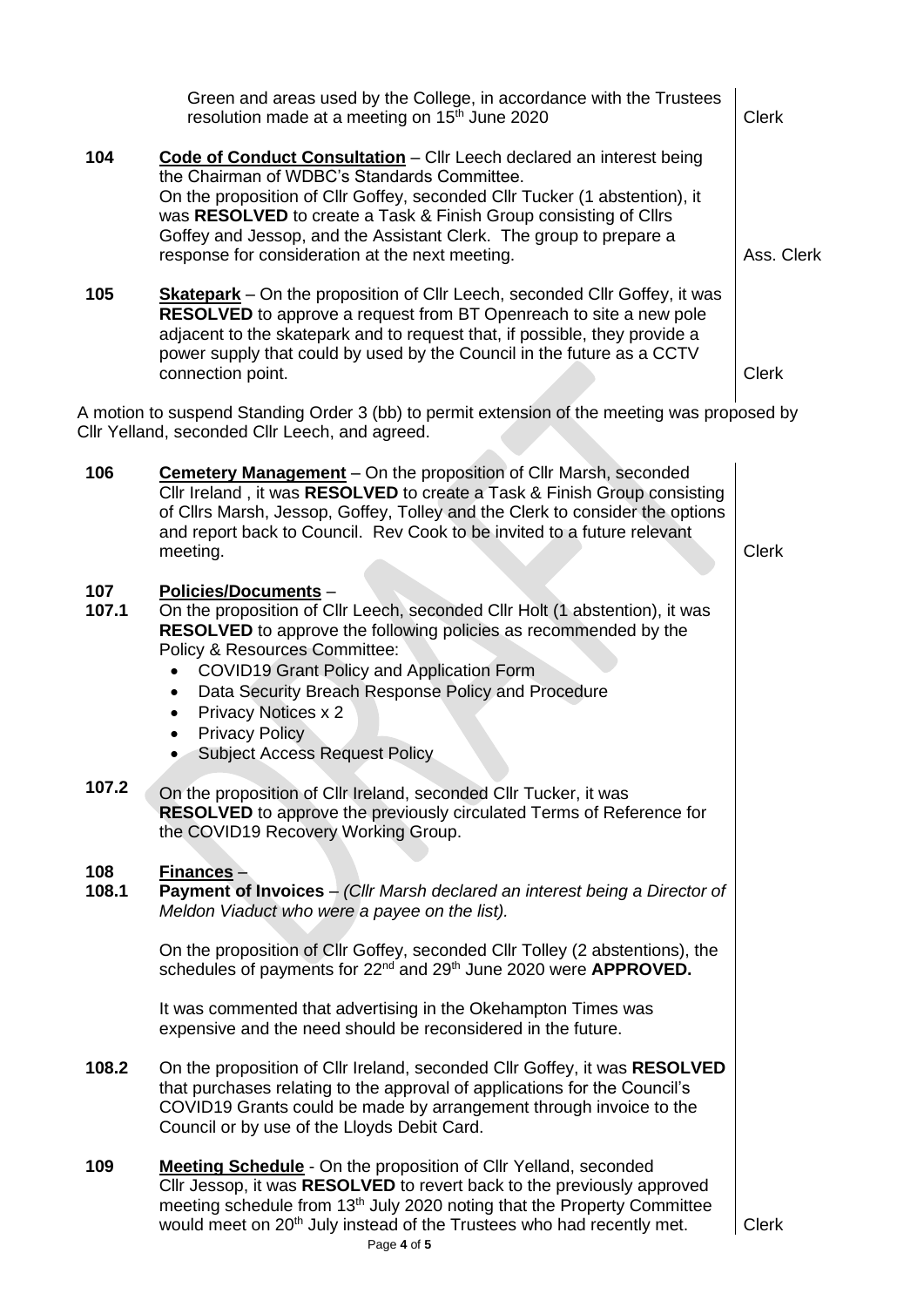| | | |
|---|---|---|
| | Green and areas used by the College, in accordance with the Trustees resolution made at a meeting on 15th June 2020 | Clerk |
| **104** | **Code of Conduct Consultation** – Cllr Leech declared an interest being the Chairman of WDBC's Standards Committee. On the proposition of Cllr Goffey, seconded Cllr Tucker (1 abstention), it was **RESOLVED** to create a Task & Finish Group consisting of Cllrs Goffey and Jessop, and the Assistant Clerk. The group to prepare a response for consideration at the next meeting. | Ass. Clerk |
| **105** | **Skatepark** – On the proposition of Cllr Leech, seconded Cllr Goffey, it was **RESOLVED** to approve a request from BT Openreach to site a new pole adjacent to the skatepark and to request that, if possible, they provide a power supply that could by used by the Council in the future as a CCTV connection point. | Clerk |

A motion to suspend Standing Order 3 (bb) to permit extension of the meeting was proposed by Cllr Yelland, seconded Cllr Leech, and agreed.

| | | |
|---|---|---|
| **106** | **Cemetery Management** – On the proposition of Cllr Marsh, seconded Cllr Ireland , it was **RESOLVED** to create a Task & Finish Group consisting of Cllrs Marsh, Jessop, Goffey, Tolley and the Clerk to consider the options and report back to Council. Rev Cook to be invited to a future relevant meeting. | Clerk |
| **107** | **Policies/Documents** – | |
| **107.1** | On the proposition of Cllr Leech, seconded Cllr Holt (1 abstention), it was **RESOLVED** to approve the following policies as recommended by the Policy & Resources Committee:<br>• COVID19 Grant Policy and Application Form<br>• Data Security Breach Response Policy and Procedure<br>• Privacy Notices x 2<br>• Privacy Policy<br>• Subject Access Request Policy | |
| **107.2** | On the proposition of Cllr Ireland, seconded Cllr Tucker, it was **RESOLVED** to approve the previously circulated Terms of Reference for the COVID19 Recovery Working Group. | |
| **108** | **Finances** – | |
| **108.1** | **Payment of Invoices** – *(Cllr Marsh declared an interest being a Director of Meldon Viaduct who were a payee on the list).*<br><br>On the proposition of Cllr Goffey, seconded Cllr Tolley (2 abstentions), the schedules of payments for 22nd and 29th June 2020 were **APPROVED.**<br><br>It was commented that advertising in the Okehampton Times was expensive and the need should be reconsidered in the future. | |
| **108.2** | On the proposition of Cllr Ireland, seconded Cllr Goffey, it was **RESOLVED** that purchases relating to the approval of applications for the Council's COVID19 Grants could be made by arrangement through invoice to the Council or by use of the Lloyds Debit Card. | |
| **109** | **Meeting Schedule** - On the proposition of Cllr Yelland, seconded Cllr Jessop, it was **RESOLVED** to revert back to the previously approved meeting schedule from 13th July 2020 noting that the Property Committee would meet on 20th July instead of the Trustees who had recently met. | Clerk |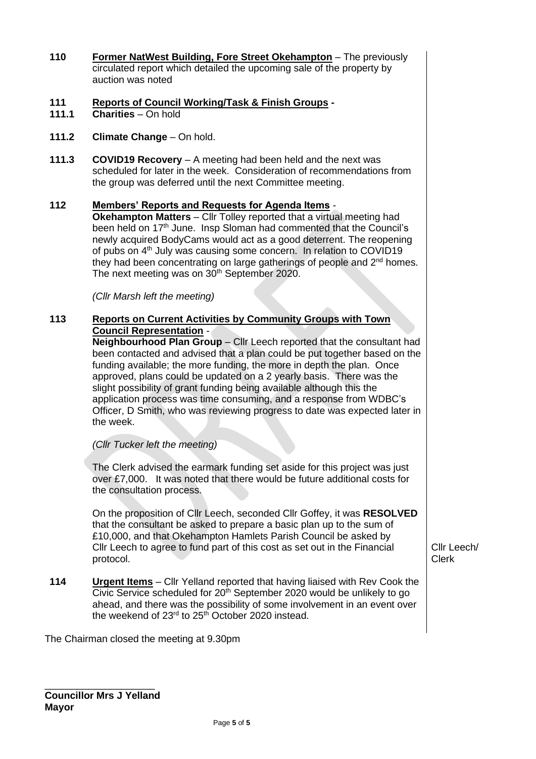**110** **Former NatWest Building, Fore Street Okehampton** – The previously circulated report which detailed the upcoming sale of the property by auction was noted

**111** **Reports of Council Working/Task & Finish Groups -**

**111.1** **Charities** – On hold

**111.2** **Climate Change** – On hold.

**111.3** **COVID19 Recovery** – A meeting had been held and the next was scheduled for later in the week. Consideration of recommendations from the group was deferred until the next Committee meeting.

**112** **Members' Reports and Requests for Agenda Items** -

**Okehampton Matters** – Cllr Tolley reported that a virtual meeting had been held on 17th June. Insp Sloman had commented that the Council's newly acquired BodyCams would act as a good deterrent. The reopening of pubs on 4th July was causing some concern. In relation to COVID19 they had been concentrating on large gatherings of people and 2nd homes. The next meeting was on 30th September 2020.

*(Cllr Marsh left the meeting)*

**113** **Reports on Current Activities by Community Groups with Town Council Representation** -

**Neighbourhood Plan Group** – Cllr Leech reported that the consultant had been contacted and advised that a plan could be put together based on the funding available; the more funding, the more in depth the plan. Once approved, plans could be updated on a 2 yearly basis. There was the slight possibility of grant funding being available although this the application process was time consuming, and a response from WDBC's Officer, D Smith, who was reviewing progress to date was expected later in the week.

*(Cllr Tucker left the meeting)*

The Clerk advised the earmark funding set aside for this project was just over £7,000. It was noted that there would be future additional costs for the consultation process.

On the proposition of Cllr Leech, seconded Cllr Goffey, it was **RESOLVED** that the consultant be asked to prepare a basic plan up to the sum of £10,000, and that Okehampton Hamlets Parish Council be asked by Cllr Leech to agree to fund part of this cost as set out in the Financial protocol. — Cllr Leech/ Clerk

**114** **Urgent Items** – Cllr Yelland reported that having liaised with Rev Cook the Civic Service scheduled for 20th September 2020 would be unlikely to go ahead, and there was the possibility of some involvement in an event over the weekend of 23rd to 25th October 2020 instead.

The Chairman closed the meeting at 9.30pm

____________________

**Councillor Mrs J Yelland**
**Mayor**